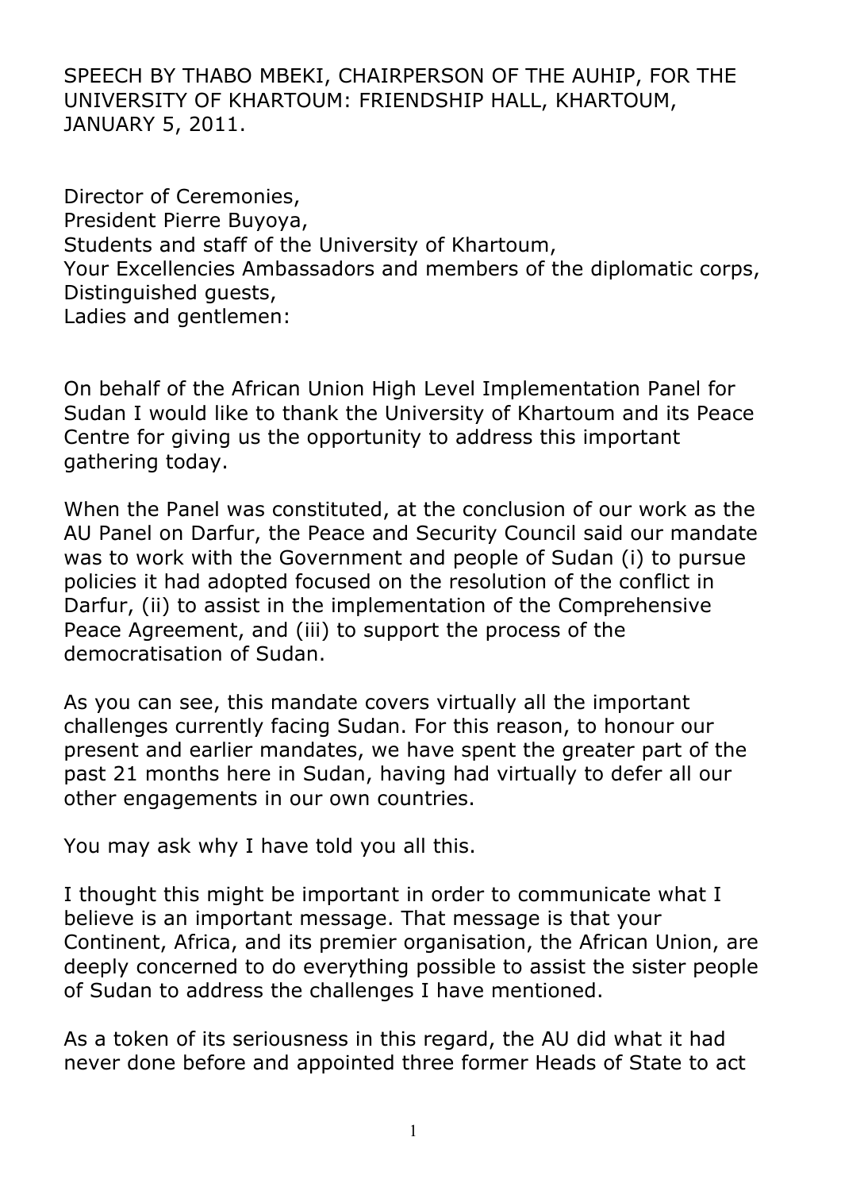SPEECH BY THABO MBEKI, CHAIRPERSON OF THE AUHIP, FOR THE UNIVERSITY OF KHARTOUM: FRIENDSHIP HALL, KHARTOUM, JANUARY 5, 2011.

Director of Ceremonies,
President Pierre Buyoya,
Students and staff of the University of Khartoum,
Your Excellencies Ambassadors and members of the diplomatic corps,
Distinguished guests,
Ladies and gentlemen:

On behalf of the African Union High Level Implementation Panel for Sudan I would like to thank the University of Khartoum and its Peace Centre for giving us the opportunity to address this important gathering today.

When the Panel was constituted, at the conclusion of our work as the AU Panel on Darfur, the Peace and Security Council said our mandate was to work with the Government and people of Sudan (i) to pursue policies it had adopted focused on the resolution of the conflict in Darfur, (ii) to assist in the implementation of the Comprehensive Peace Agreement, and (iii) to support the process of the democratisation of Sudan.

As you can see, this mandate covers virtually all the important challenges currently facing Sudan. For this reason, to honour our present and earlier mandates, we have spent the greater part of the past 21 months here in Sudan, having had virtually to defer all our other engagements in our own countries.

You may ask why I have told you all this.

I thought this might be important in order to communicate what I believe is an important message. That message is that your Continent, Africa, and its premier organisation, the African Union, are deeply concerned to do everything possible to assist the sister people of Sudan to address the challenges I have mentioned.

As a token of its seriousness in this regard, the AU did what it had never done before and appointed three former Heads of State to act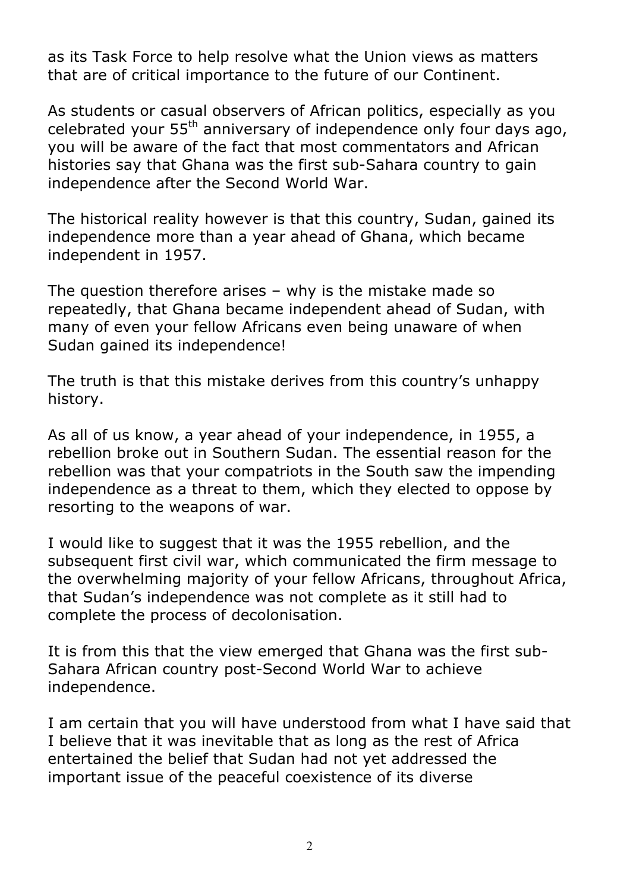as its Task Force to help resolve what the Union views as matters that are of critical importance to the future of our Continent.

As students or casual observers of African politics, especially as you celebrated your 55th anniversary of independence only four days ago, you will be aware of the fact that most commentators and African histories say that Ghana was the first sub-Sahara country to gain independence after the Second World War.

The historical reality however is that this country, Sudan, gained its independence more than a year ahead of Ghana, which became independent in 1957.

The question therefore arises – why is the mistake made so repeatedly, that Ghana became independent ahead of Sudan, with many of even your fellow Africans even being unaware of when Sudan gained its independence!

The truth is that this mistake derives from this country's unhappy history.

As all of us know, a year ahead of your independence, in 1955, a rebellion broke out in Southern Sudan. The essential reason for the rebellion was that your compatriots in the South saw the impending independence as a threat to them, which they elected to oppose by resorting to the weapons of war.

I would like to suggest that it was the 1955 rebellion, and the subsequent first civil war, which communicated the firm message to the overwhelming majority of your fellow Africans, throughout Africa, that Sudan's independence was not complete as it still had to complete the process of decolonisation.

It is from this that the view emerged that Ghana was the first sub-Sahara African country post-Second World War to achieve independence.

I am certain that you will have understood from what I have said that I believe that it was inevitable that as long as the rest of Africa entertained the belief that Sudan had not yet addressed the important issue of the peaceful coexistence of its diverse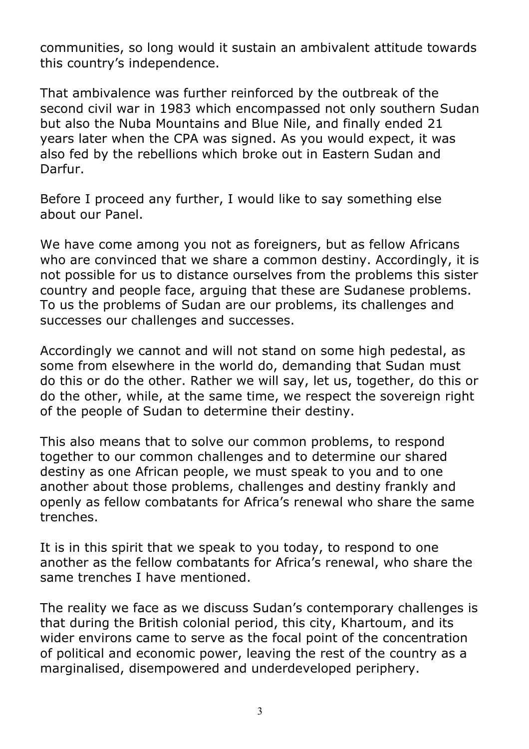communities, so long would it sustain an ambivalent attitude towards this country's independence.

That ambivalence was further reinforced by the outbreak of the second civil war in 1983 which encompassed not only southern Sudan but also the Nuba Mountains and Blue Nile, and finally ended 21 years later when the CPA was signed. As you would expect, it was also fed by the rebellions which broke out in Eastern Sudan and Darfur.

Before I proceed any further, I would like to say something else about our Panel.

We have come among you not as foreigners, but as fellow Africans who are convinced that we share a common destiny. Accordingly, it is not possible for us to distance ourselves from the problems this sister country and people face, arguing that these are Sudanese problems. To us the problems of Sudan are our problems, its challenges and successes our challenges and successes.

Accordingly we cannot and will not stand on some high pedestal, as some from elsewhere in the world do, demanding that Sudan must do this or do the other. Rather we will say, let us, together, do this or do the other, while, at the same time, we respect the sovereign right of the people of Sudan to determine their destiny.

This also means that to solve our common problems, to respond together to our common challenges and to determine our shared destiny as one African people, we must speak to you and to one another about those problems, challenges and destiny frankly and openly as fellow combatants for Africa's renewal who share the same trenches.

It is in this spirit that we speak to you today, to respond to one another as the fellow combatants for Africa's renewal, who share the same trenches I have mentioned.

The reality we face as we discuss Sudan's contemporary challenges is that during the British colonial period, this city, Khartoum, and its wider environs came to serve as the focal point of the concentration of political and economic power, leaving the rest of the country as a marginalised, disempowered and underdeveloped periphery.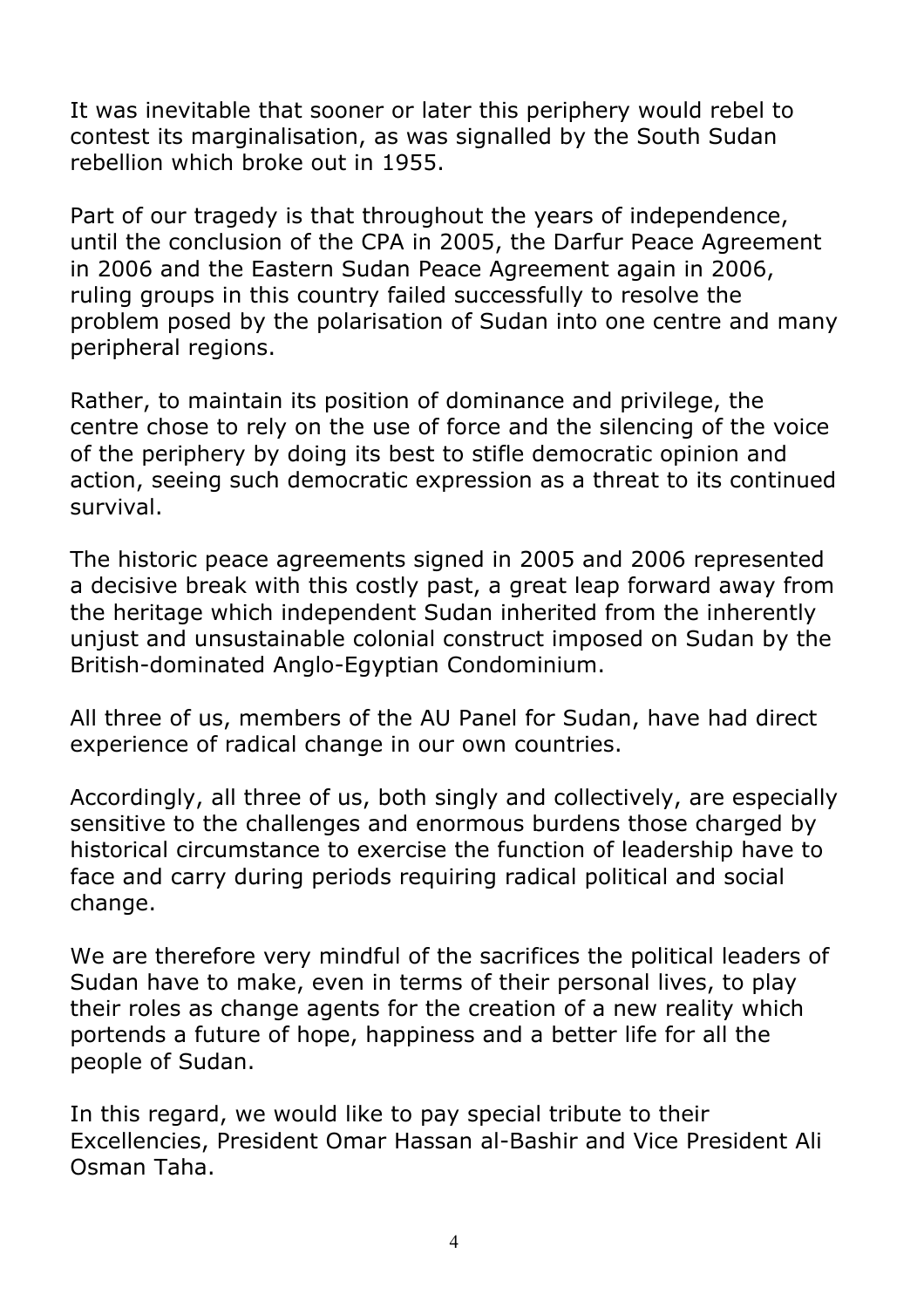It was inevitable that sooner or later this periphery would rebel to contest its marginalisation, as was signalled by the South Sudan rebellion which broke out in 1955.

Part of our tragedy is that throughout the years of independence, until the conclusion of the CPA in 2005, the Darfur Peace Agreement in 2006 and the Eastern Sudan Peace Agreement again in 2006, ruling groups in this country failed successfully to resolve the problem posed by the polarisation of Sudan into one centre and many peripheral regions.

Rather, to maintain its position of dominance and privilege, the centre chose to rely on the use of force and the silencing of the voice of the periphery by doing its best to stifle democratic opinion and action, seeing such democratic expression as a threat to its continued survival.

The historic peace agreements signed in 2005 and 2006 represented a decisive break with this costly past, a great leap forward away from the heritage which independent Sudan inherited from the inherently unjust and unsustainable colonial construct imposed on Sudan by the British-dominated Anglo-Egyptian Condominium.

All three of us, members of the AU Panel for Sudan, have had direct experience of radical change in our own countries.

Accordingly, all three of us, both singly and collectively, are especially sensitive to the challenges and enormous burdens those charged by historical circumstance to exercise the function of leadership have to face and carry during periods requiring radical political and social change.

We are therefore very mindful of the sacrifices the political leaders of Sudan have to make, even in terms of their personal lives, to play their roles as change agents for the creation of a new reality which portends a future of hope, happiness and a better life for all the people of Sudan.

In this regard, we would like to pay special tribute to their Excellencies, President Omar Hassan al-Bashir and Vice President Ali Osman Taha.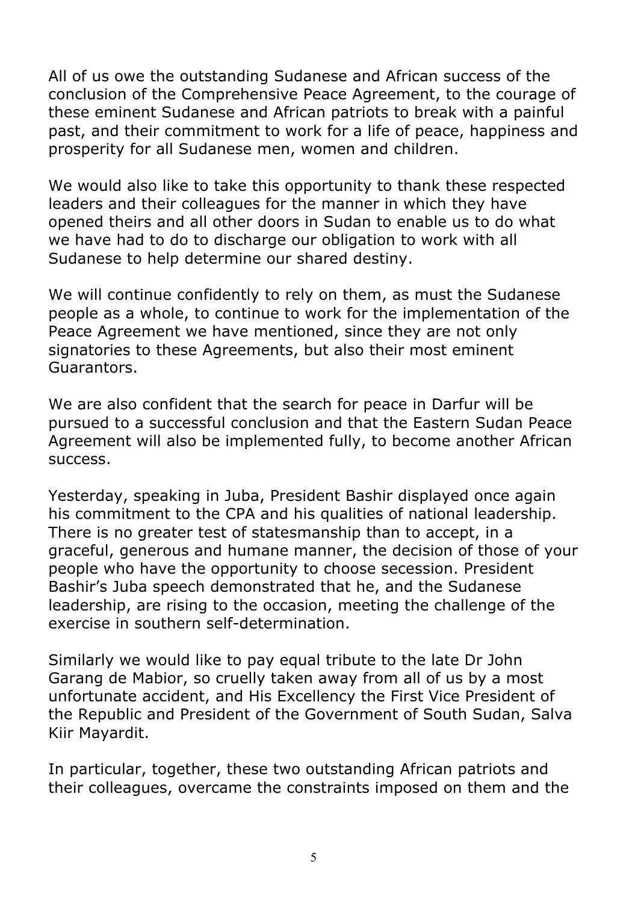All of us owe the outstanding Sudanese and African success of the conclusion of the Comprehensive Peace Agreement, to the courage of these eminent Sudanese and African patriots to break with a painful past, and their commitment to work for a life of peace, happiness and prosperity for all Sudanese men, women and children.

We would also like to take this opportunity to thank these respected leaders and their colleagues for the manner in which they have opened theirs and all other doors in Sudan to enable us to do what we have had to do to discharge our obligation to work with all Sudanese to help determine our shared destiny.

We will continue confidently to rely on them, as must the Sudanese people as a whole, to continue to work for the implementation of the Peace Agreement we have mentioned, since they are not only signatories to these Agreements, but also their most eminent Guarantors.

We are also confident that the search for peace in Darfur will be pursued to a successful conclusion and that the Eastern Sudan Peace Agreement will also be implemented fully, to become another African success.

Yesterday, speaking in Juba, President Bashir displayed once again his commitment to the CPA and his qualities of national leadership. There is no greater test of statesmanship than to accept, in a graceful, generous and humane manner, the decision of those of your people who have the opportunity to choose secession. President Bashir's Juba speech demonstrated that he, and the Sudanese leadership, are rising to the occasion, meeting the challenge of the exercise in southern self-determination.

Similarly we would like to pay equal tribute to the late Dr John Garang de Mabior, so cruelly taken away from all of us by a most unfortunate accident, and His Excellency the First Vice President of the Republic and President of the Government of South Sudan, Salva Kiir Mayardit.

In particular, together, these two outstanding African patriots and their colleagues, overcame the constraints imposed on them and the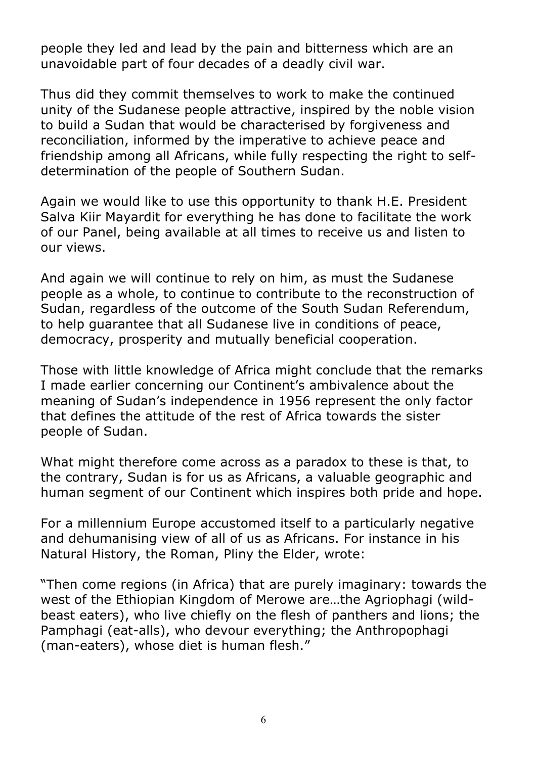people they led and lead by the pain and bitterness which are an unavoidable part of four decades of a deadly civil war.

Thus did they commit themselves to work to make the continued unity of the Sudanese people attractive, inspired by the noble vision to build a Sudan that would be characterised by forgiveness and reconciliation, informed by the imperative to achieve peace and friendship among all Africans, while fully respecting the right to self-determination of the people of Southern Sudan.

Again we would like to use this opportunity to thank H.E. President Salva Kiir Mayardit for everything he has done to facilitate the work of our Panel, being available at all times to receive us and listen to our views.

And again we will continue to rely on him, as must the Sudanese people as a whole, to continue to contribute to the reconstruction of Sudan, regardless of the outcome of the South Sudan Referendum, to help guarantee that all Sudanese live in conditions of peace, democracy, prosperity and mutually beneficial cooperation.

Those with little knowledge of Africa might conclude that the remarks I made earlier concerning our Continent's ambivalence about the meaning of Sudan's independence in 1956 represent the only factor that defines the attitude of the rest of Africa towards the sister people of Sudan.

What might therefore come across as a paradox to these is that, to the contrary, Sudan is for us as Africans, a valuable geographic and human segment of our Continent which inspires both pride and hope.

For a millennium Europe accustomed itself to a particularly negative and dehumanising view of all of us as Africans. For instance in his Natural History, the Roman, Pliny the Elder, wrote:

"Then come regions (in Africa) that are purely imaginary: towards the west of the Ethiopian Kingdom of Merowe are…the Agriophagi (wild-beast eaters), who live chiefly on the flesh of panthers and lions; the Pamphagi (eat-alls), who devour everything; the Anthropophagi (man-eaters), whose diet is human flesh."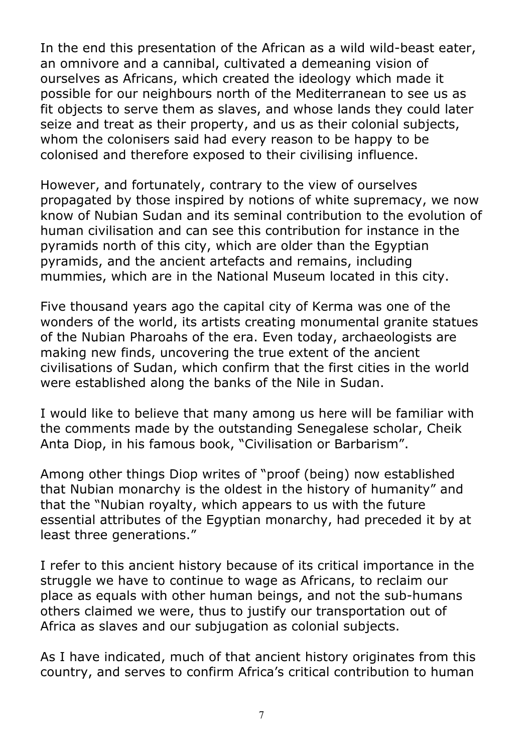In the end this presentation of the African as a wild wild-beast eater, an omnivore and a cannibal, cultivated a demeaning vision of ourselves as Africans, which created the ideology which made it possible for our neighbours north of the Mediterranean to see us as fit objects to serve them as slaves, and whose lands they could later seize and treat as their property, and us as their colonial subjects, whom the colonisers said had every reason to be happy to be colonised and therefore exposed to their civilising influence.

However, and fortunately, contrary to the view of ourselves propagated by those inspired by notions of white supremacy, we now know of Nubian Sudan and its seminal contribution to the evolution of human civilisation and can see this contribution for instance in the pyramids north of this city, which are older than the Egyptian pyramids, and the ancient artefacts and remains, including mummies, which are in the National Museum located in this city.

Five thousand years ago the capital city of Kerma was one of the wonders of the world, its artists creating monumental granite statues of the Nubian Pharoahs of the era. Even today, archaeologists are making new finds, uncovering the true extent of the ancient civilisations of Sudan, which confirm that the first cities in the world were established along the banks of the Nile in Sudan.

I would like to believe that many among us here will be familiar with the comments made by the outstanding Senegalese scholar, Cheik Anta Diop, in his famous book, "Civilisation or Barbarism".

Among other things Diop writes of "proof (being) now established that Nubian monarchy is the oldest in the history of humanity" and that the "Nubian royalty, which appears to us with the future essential attributes of the Egyptian monarchy, had preceded it by at least three generations."

I refer to this ancient history because of its critical importance in the struggle we have to continue to wage as Africans, to reclaim our place as equals with other human beings, and not the sub-humans others claimed we were, thus to justify our transportation out of Africa as slaves and our subjugation as colonial subjects.

As I have indicated, much of that ancient history originates from this country, and serves to confirm Africa's critical contribution to human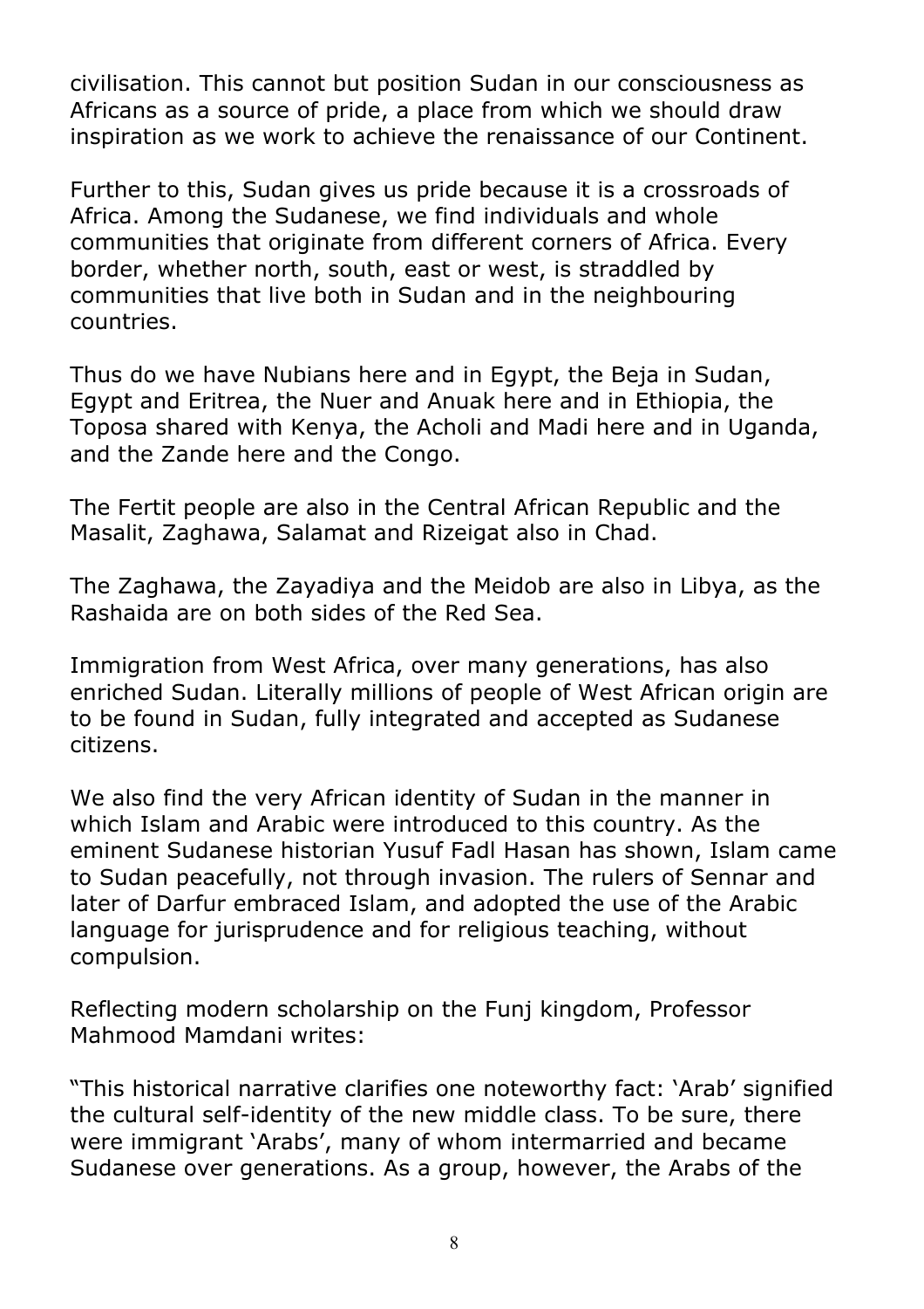civilisation. This cannot but position Sudan in our consciousness as Africans as a source of pride, a place from which we should draw inspiration as we work to achieve the renaissance of our Continent.

Further to this, Sudan gives us pride because it is a crossroads of Africa. Among the Sudanese, we find individuals and whole communities that originate from different corners of Africa. Every border, whether north, south, east or west, is straddled by communities that live both in Sudan and in the neighbouring countries.

Thus do we have Nubians here and in Egypt, the Beja in Sudan, Egypt and Eritrea, the Nuer and Anuak here and in Ethiopia, the Toposa shared with Kenya, the Acholi and Madi here and in Uganda, and the Zande here and the Congo.

The Fertit people are also in the Central African Republic and the Masalit, Zaghawa, Salamat and Rizeigat also in Chad.

The Zaghawa, the Zayadiya and the Meidob are also in Libya, as the Rashaida are on both sides of the Red Sea.

Immigration from West Africa, over many generations, has also enriched Sudan. Literally millions of people of West African origin are to be found in Sudan, fully integrated and accepted as Sudanese citizens.

We also find the very African identity of Sudan in the manner in which Islam and Arabic were introduced to this country. As the eminent Sudanese historian Yusuf Fadl Hasan has shown, Islam came to Sudan peacefully, not through invasion. The rulers of Sennar and later of Darfur embraced Islam, and adopted the use of the Arabic language for jurisprudence and for religious teaching, without compulsion.

Reflecting modern scholarship on the Funj kingdom, Professor Mahmood Mamdani writes:

"This historical narrative clarifies one noteworthy fact: 'Arab' signified the cultural self-identity of the new middle class. To be sure, there were immigrant 'Arabs', many of whom intermarried and became Sudanese over generations. As a group, however, the Arabs of the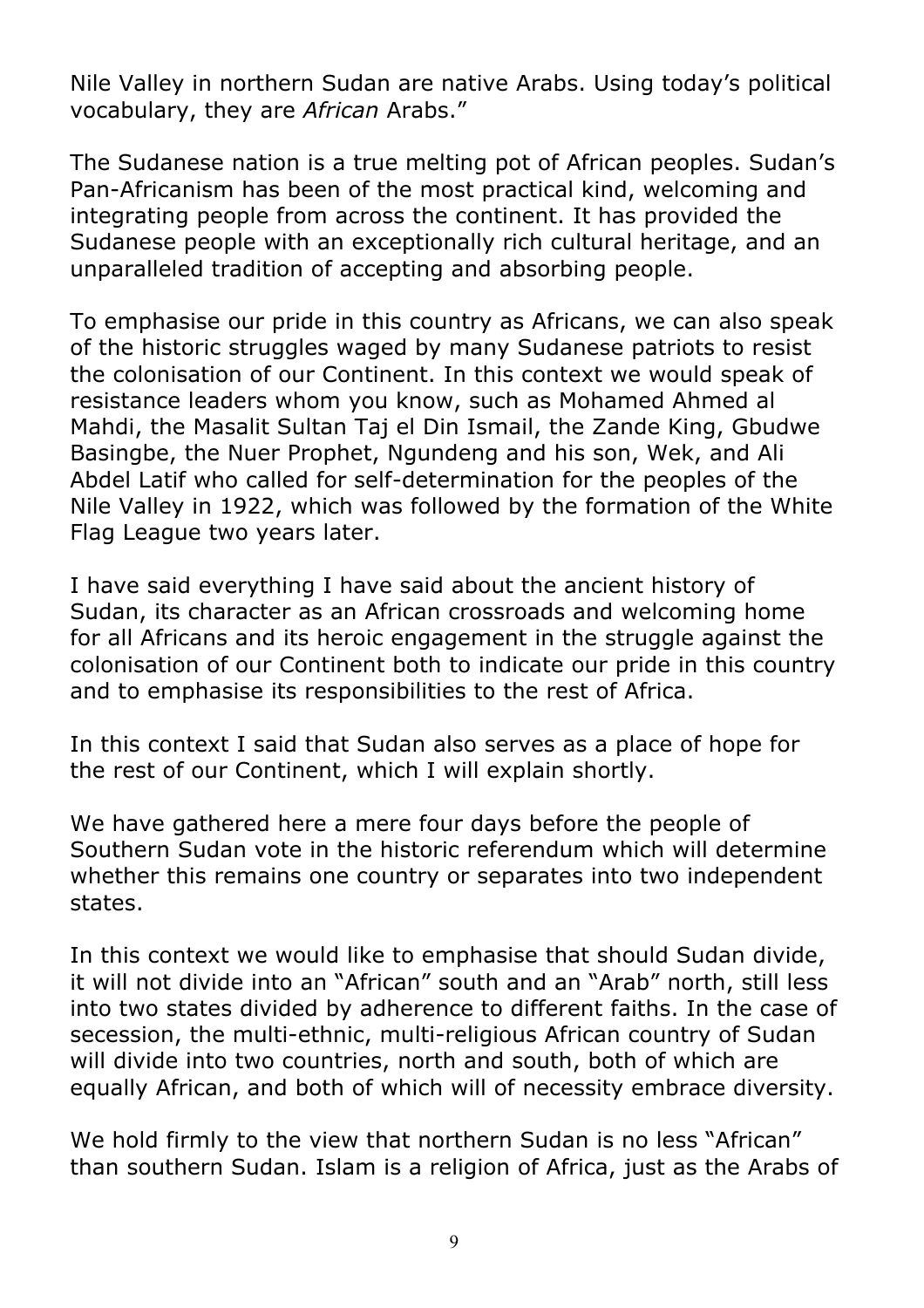Nile Valley in northern Sudan are native Arabs. Using today's political vocabulary, they are *African* Arabs."

The Sudanese nation is a true melting pot of African peoples. Sudan's Pan-Africanism has been of the most practical kind, welcoming and integrating people from across the continent. It has provided the Sudanese people with an exceptionally rich cultural heritage, and an unparalleled tradition of accepting and absorbing people.

To emphasise our pride in this country as Africans, we can also speak of the historic struggles waged by many Sudanese patriots to resist the colonisation of our Continent. In this context we would speak of resistance leaders whom you know, such as Mohamed Ahmed al Mahdi, the Masalit Sultan Taj el Din Ismail, the Zande King, Gbudwe Basingbe, the Nuer Prophet, Ngundeng and his son, Wek, and Ali Abdel Latif who called for self-determination for the peoples of the Nile Valley in 1922, which was followed by the formation of the White Flag League two years later.

I have said everything I have said about the ancient history of Sudan, its character as an African crossroads and welcoming home for all Africans and its heroic engagement in the struggle against the colonisation of our Continent both to indicate our pride in this country and to emphasise its responsibilities to the rest of Africa.

In this context I said that Sudan also serves as a place of hope for the rest of our Continent, which I will explain shortly.

We have gathered here a mere four days before the people of Southern Sudan vote in the historic referendum which will determine whether this remains one country or separates into two independent states.

In this context we would like to emphasise that should Sudan divide, it will not divide into an "African" south and an "Arab" north, still less into two states divided by adherence to different faiths. In the case of secession, the multi-ethnic, multi-religious African country of Sudan will divide into two countries, north and south, both of which are equally African, and both of which will of necessity embrace diversity.

We hold firmly to the view that northern Sudan is no less "African" than southern Sudan. Islam is a religion of Africa, just as the Arabs of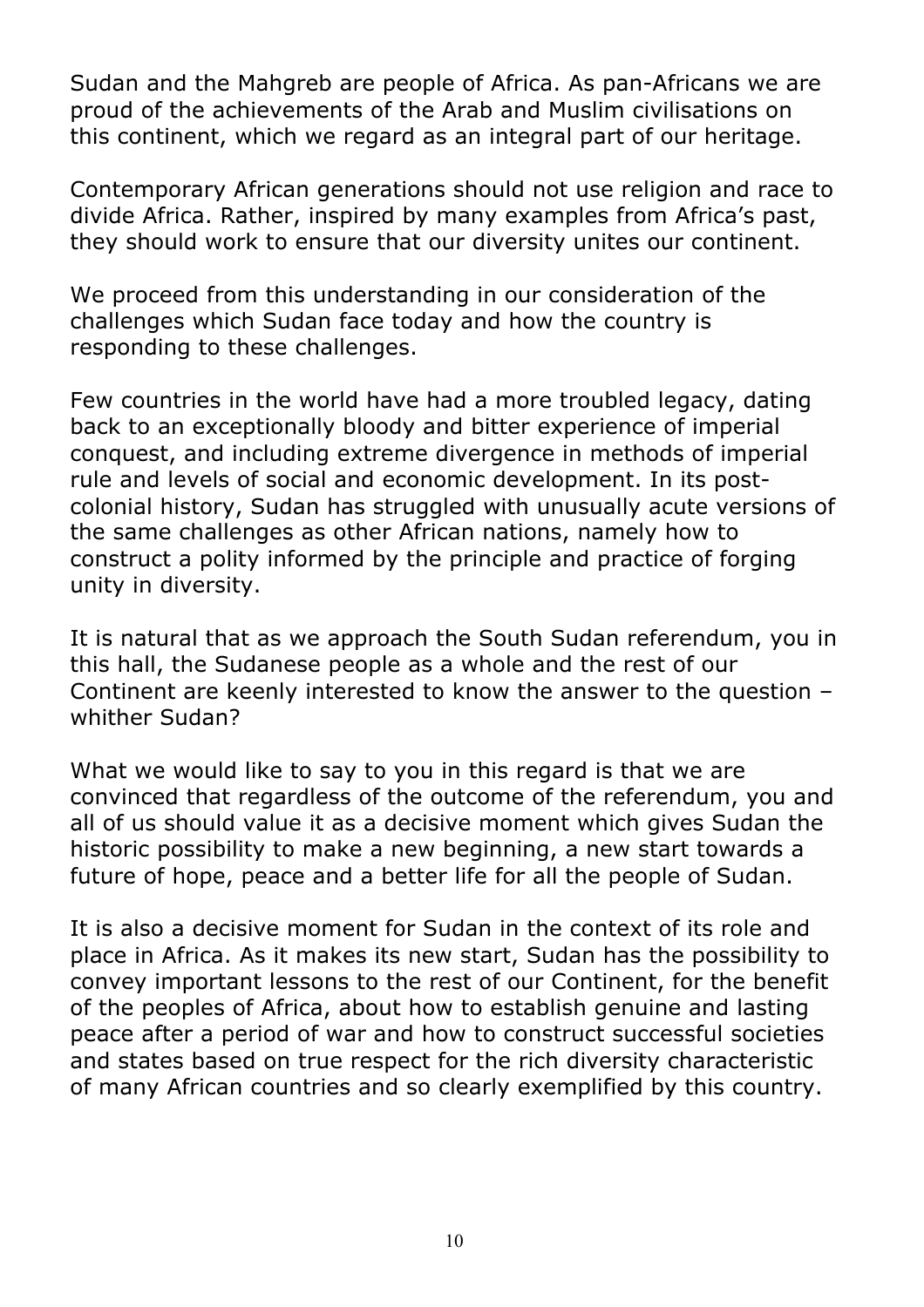Sudan and the Mahgreb are people of Africa. As pan-Africans we are proud of the achievements of the Arab and Muslim civilisations on this continent, which we regard as an integral part of our heritage.

Contemporary African generations should not use religion and race to divide Africa. Rather, inspired by many examples from Africa's past, they should work to ensure that our diversity unites our continent.

We proceed from this understanding in our consideration of the challenges which Sudan face today and how the country is responding to these challenges.

Few countries in the world have had a more troubled legacy, dating back to an exceptionally bloody and bitter experience of imperial conquest, and including extreme divergence in methods of imperial rule and levels of social and economic development. In its post-colonial history, Sudan has struggled with unusually acute versions of the same challenges as other African nations, namely how to construct a polity informed by the principle and practice of forging unity in diversity.

It is natural that as we approach the South Sudan referendum, you in this hall, the Sudanese people as a whole and the rest of our Continent are keenly interested to know the answer to the question – whither Sudan?

What we would like to say to you in this regard is that we are convinced that regardless of the outcome of the referendum, you and all of us should value it as a decisive moment which gives Sudan the historic possibility to make a new beginning, a new start towards a future of hope, peace and a better life for all the people of Sudan.

It is also a decisive moment for Sudan in the context of its role and place in Africa. As it makes its new start, Sudan has the possibility to convey important lessons to the rest of our Continent, for the benefit of the peoples of Africa, about how to establish genuine and lasting peace after a period of war and how to construct successful societies and states based on true respect for the rich diversity characteristic of many African countries and so clearly exemplified by this country.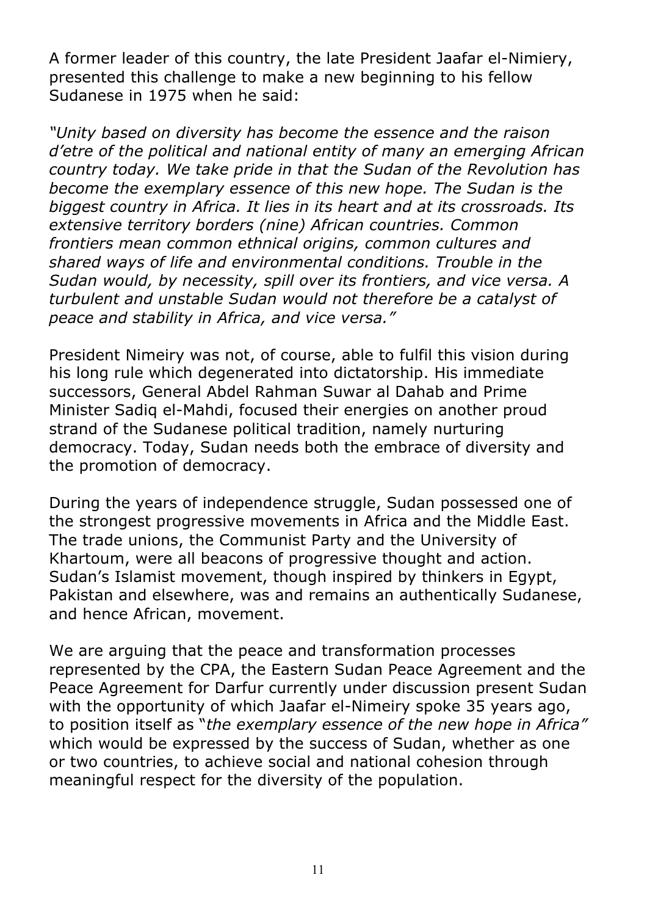A former leader of this country, the late President Jaafar el-Nimiery, presented this challenge to make a new beginning to his fellow Sudanese in 1975 when he said:

*"Unity based on diversity has become the essence and the raison d'etre of the political and national entity of many an emerging African country today. We take pride in that the Sudan of the Revolution has become the exemplary essence of this new hope. The Sudan is the biggest country in Africa. It lies in its heart and at its crossroads. Its extensive territory borders (nine) African countries. Common frontiers mean common ethnical origins, common cultures and shared ways of life and environmental conditions. Trouble in the Sudan would, by necessity, spill over its frontiers, and vice versa. A turbulent and unstable Sudan would not therefore be a catalyst of peace and stability in Africa, and vice versa."*

President Nimeiry was not, of course, able to fulfil this vision during his long rule which degenerated into dictatorship. His immediate successors, General Abdel Rahman Suwar al Dahab and Prime Minister Sadiq el-Mahdi, focused their energies on another proud strand of the Sudanese political tradition, namely nurturing democracy. Today, Sudan needs both the embrace of diversity and the promotion of democracy.

During the years of independence struggle, Sudan possessed one of the strongest progressive movements in Africa and the Middle East. The trade unions, the Communist Party and the University of Khartoum, were all beacons of progressive thought and action. Sudan's Islamist movement, though inspired by thinkers in Egypt, Pakistan and elsewhere, was and remains an authentically Sudanese, and hence African, movement.

We are arguing that the peace and transformation processes represented by the CPA, the Eastern Sudan Peace Agreement and the Peace Agreement for Darfur currently under discussion present Sudan with the opportunity of which Jaafar el-Nimeiry spoke 35 years ago, to position itself as "*the exemplary essence of the new hope in Africa"* which would be expressed by the success of Sudan, whether as one or two countries, to achieve social and national cohesion through meaningful respect for the diversity of the population.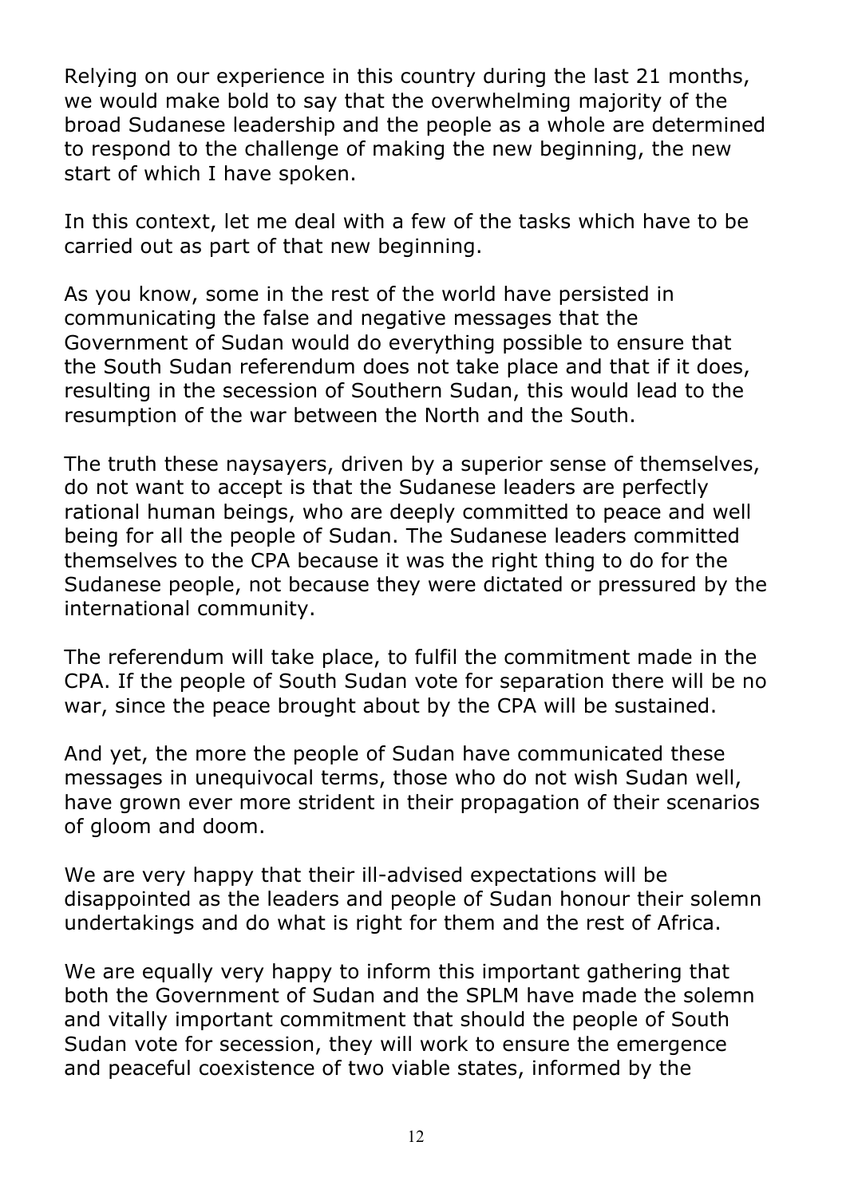Relying on our experience in this country during the last 21 months, we would make bold to say that the overwhelming majority of the broad Sudanese leadership and the people as a whole are determined to respond to the challenge of making the new beginning, the new start of which I have spoken.

In this context, let me deal with a few of the tasks which have to be carried out as part of that new beginning.

As you know, some in the rest of the world have persisted in communicating the false and negative messages that the Government of Sudan would do everything possible to ensure that the South Sudan referendum does not take place and that if it does, resulting in the secession of Southern Sudan, this would lead to the resumption of the war between the North and the South.

The truth these naysayers, driven by a superior sense of themselves, do not want to accept is that the Sudanese leaders are perfectly rational human beings, who are deeply committed to peace and well being for all the people of Sudan. The Sudanese leaders committed themselves to the CPA because it was the right thing to do for the Sudanese people, not because they were dictated or pressured by the international community.

The referendum will take place, to fulfil the commitment made in the CPA. If the people of South Sudan vote for separation there will be no war, since the peace brought about by the CPA will be sustained.

And yet, the more the people of Sudan have communicated these messages in unequivocal terms, those who do not wish Sudan well, have grown ever more strident in their propagation of their scenarios of gloom and doom.

We are very happy that their ill-advised expectations will be disappointed as the leaders and people of Sudan honour their solemn undertakings and do what is right for them and the rest of Africa.

We are equally very happy to inform this important gathering that both the Government of Sudan and the SPLM have made the solemn and vitally important commitment that should the people of South Sudan vote for secession, they will work to ensure the emergence and peaceful coexistence of two viable states, informed by the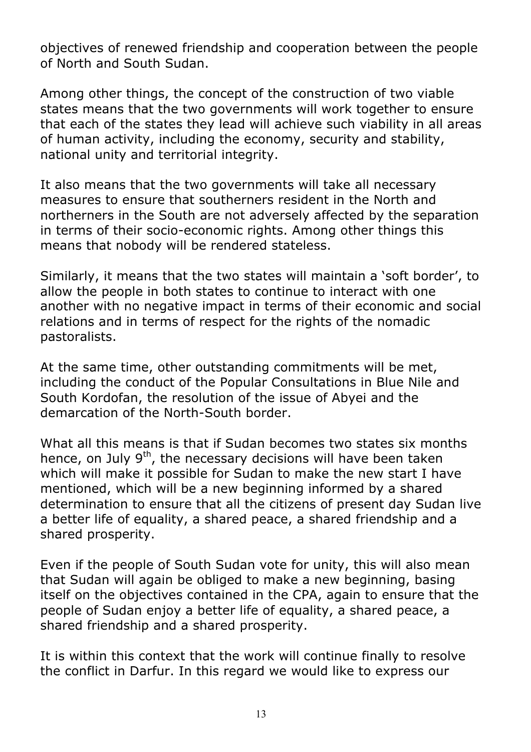objectives of renewed friendship and cooperation between the people of North and South Sudan.

Among other things, the concept of the construction of two viable states means that the two governments will work together to ensure that each of the states they lead will achieve such viability in all areas of human activity, including the economy, security and stability, national unity and territorial integrity.

It also means that the two governments will take all necessary measures to ensure that southerners resident in the North and northerners in the South are not adversely affected by the separation in terms of their socio-economic rights. Among other things this means that nobody will be rendered stateless.

Similarly, it means that the two states will maintain a 'soft border', to allow the people in both states to continue to interact with one another with no negative impact in terms of their economic and social relations and in terms of respect for the rights of the nomadic pastoralists.

At the same time, other outstanding commitments will be met, including the conduct of the Popular Consultations in Blue Nile and South Kordofan, the resolution of the issue of Abyei and the demarcation of the North-South border.

What all this means is that if Sudan becomes two states six months hence, on July 9th, the necessary decisions will have been taken which will make it possible for Sudan to make the new start I have mentioned, which will be a new beginning informed by a shared determination to ensure that all the citizens of present day Sudan live a better life of equality, a shared peace, a shared friendship and a shared prosperity.

Even if the people of South Sudan vote for unity, this will also mean that Sudan will again be obliged to make a new beginning, basing itself on the objectives contained in the CPA, again to ensure that the people of Sudan enjoy a better life of equality, a shared peace, a shared friendship and a shared prosperity.

It is within this context that the work will continue finally to resolve the conflict in Darfur. In this regard we would like to express our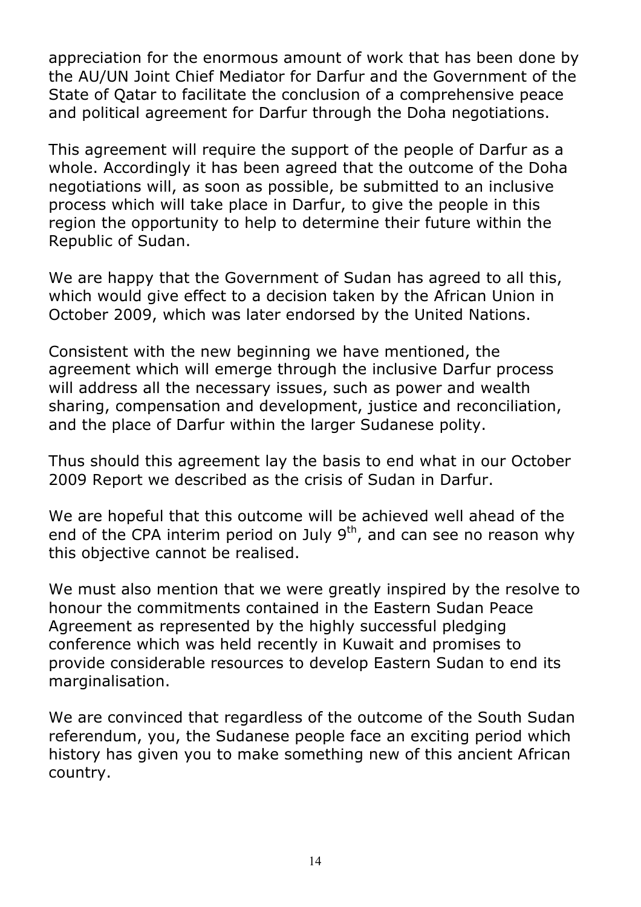appreciation for the enormous amount of work that has been done by the AU/UN Joint Chief Mediator for Darfur and the Government of the State of Qatar to facilitate the conclusion of a comprehensive peace and political agreement for Darfur through the Doha negotiations.

This agreement will require the support of the people of Darfur as a whole. Accordingly it has been agreed that the outcome of the Doha negotiations will, as soon as possible, be submitted to an inclusive process which will take place in Darfur, to give the people in this region the opportunity to help to determine their future within the Republic of Sudan.

We are happy that the Government of Sudan has agreed to all this, which would give effect to a decision taken by the African Union in October 2009, which was later endorsed by the United Nations.

Consistent with the new beginning we have mentioned, the agreement which will emerge through the inclusive Darfur process will address all the necessary issues, such as power and wealth sharing, compensation and development, justice and reconciliation, and the place of Darfur within the larger Sudanese polity.

Thus should this agreement lay the basis to end what in our October 2009 Report we described as the crisis of Sudan in Darfur.

We are hopeful that this outcome will be achieved well ahead of the end of the CPA interim period on July 9th, and can see no reason why this objective cannot be realised.

We must also mention that we were greatly inspired by the resolve to honour the commitments contained in the Eastern Sudan Peace Agreement as represented by the highly successful pledging conference which was held recently in Kuwait and promises to provide considerable resources to develop Eastern Sudan to end its marginalisation.

We are convinced that regardless of the outcome of the South Sudan referendum, you, the Sudanese people face an exciting period which history has given you to make something new of this ancient African country.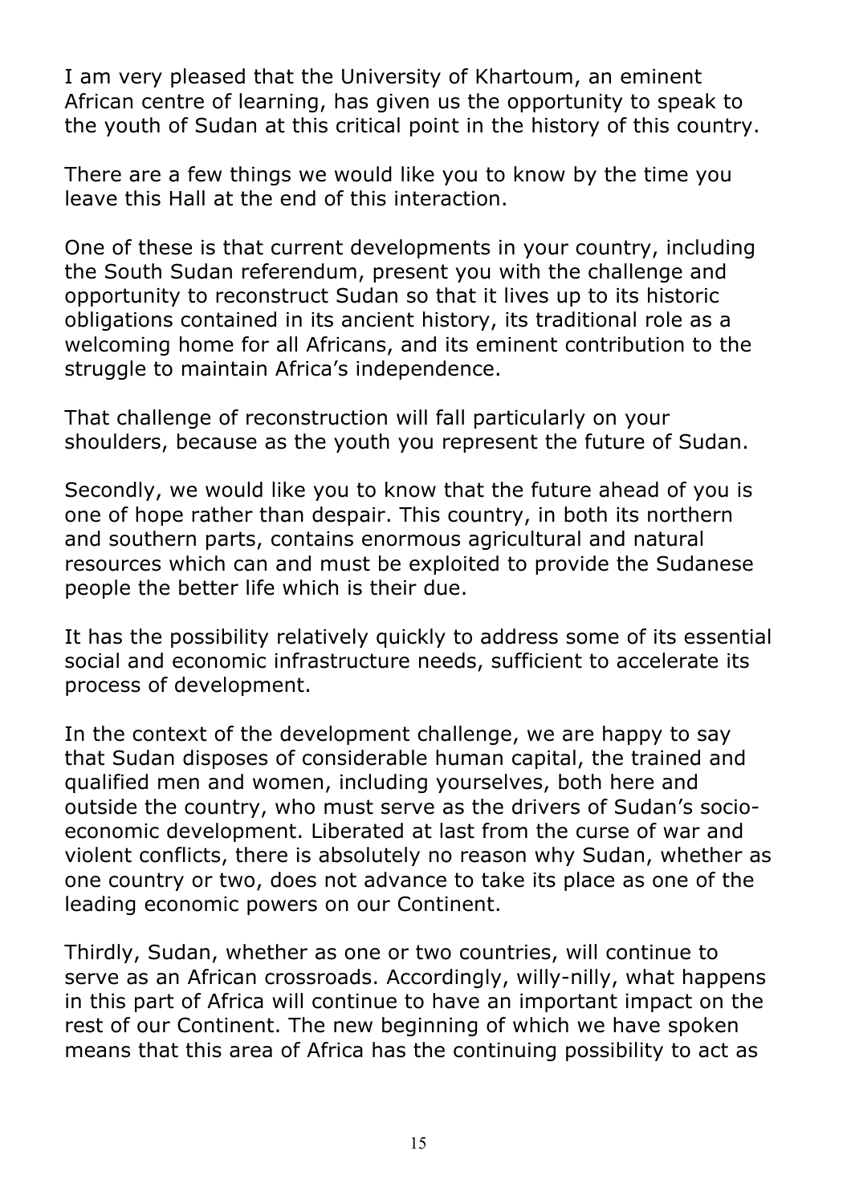I am very pleased that the University of Khartoum, an eminent African centre of learning, has given us the opportunity to speak to the youth of Sudan at this critical point in the history of this country.

There are a few things we would like you to know by the time you leave this Hall at the end of this interaction.

One of these is that current developments in your country, including the South Sudan referendum, present you with the challenge and opportunity to reconstruct Sudan so that it lives up to its historic obligations contained in its ancient history, its traditional role as a welcoming home for all Africans, and its eminent contribution to the struggle to maintain Africa's independence.

That challenge of reconstruction will fall particularly on your shoulders, because as the youth you represent the future of Sudan.

Secondly, we would like you to know that the future ahead of you is one of hope rather than despair. This country, in both its northern and southern parts, contains enormous agricultural and natural resources which can and must be exploited to provide the Sudanese people the better life which is their due.

It has the possibility relatively quickly to address some of its essential social and economic infrastructure needs, sufficient to accelerate its process of development.

In the context of the development challenge, we are happy to say that Sudan disposes of considerable human capital, the trained and qualified men and women, including yourselves, both here and outside the country, who must serve as the drivers of Sudan's socio-economic development. Liberated at last from the curse of war and violent conflicts, there is absolutely no reason why Sudan, whether as one country or two, does not advance to take its place as one of the leading economic powers on our Continent.

Thirdly, Sudan, whether as one or two countries, will continue to serve as an African crossroads. Accordingly, willy-nilly, what happens in this part of Africa will continue to have an important impact on the rest of our Continent. The new beginning of which we have spoken means that this area of Africa has the continuing possibility to act as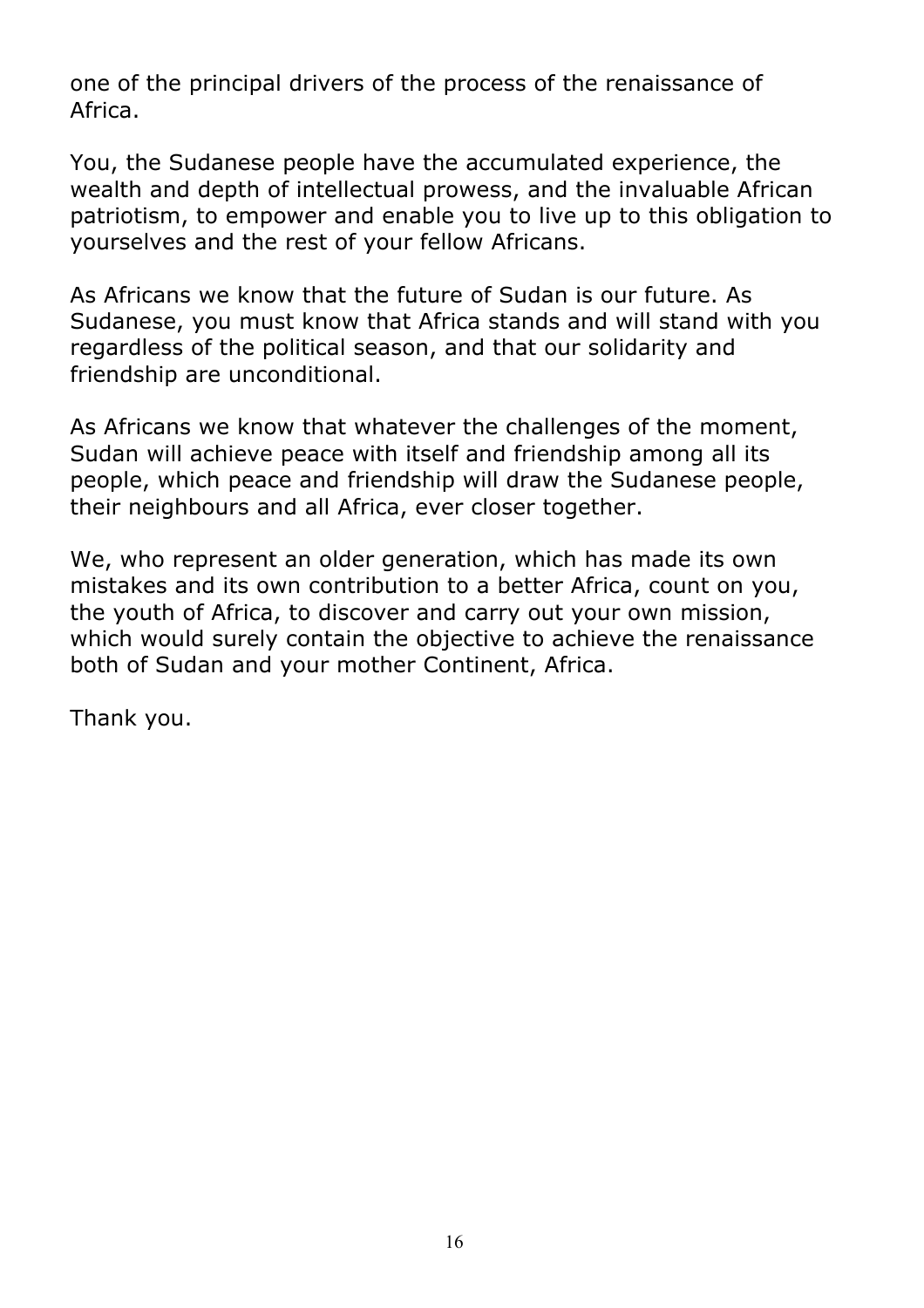one of the principal drivers of the process of the renaissance of Africa.

You, the Sudanese people have the accumulated experience, the wealth and depth of intellectual prowess, and the invaluable African patriotism, to empower and enable you to live up to this obligation to yourselves and the rest of your fellow Africans.

As Africans we know that the future of Sudan is our future. As Sudanese, you must know that Africa stands and will stand with you regardless of the political season, and that our solidarity and friendship are unconditional.

As Africans we know that whatever the challenges of the moment, Sudan will achieve peace with itself and friendship among all its people, which peace and friendship will draw the Sudanese people, their neighbours and all Africa, ever closer together.

We, who represent an older generation, which has made its own mistakes and its own contribution to a better Africa, count on you, the youth of Africa, to discover and carry out your own mission, which would surely contain the objective to achieve the renaissance both of Sudan and your mother Continent, Africa.

Thank you.